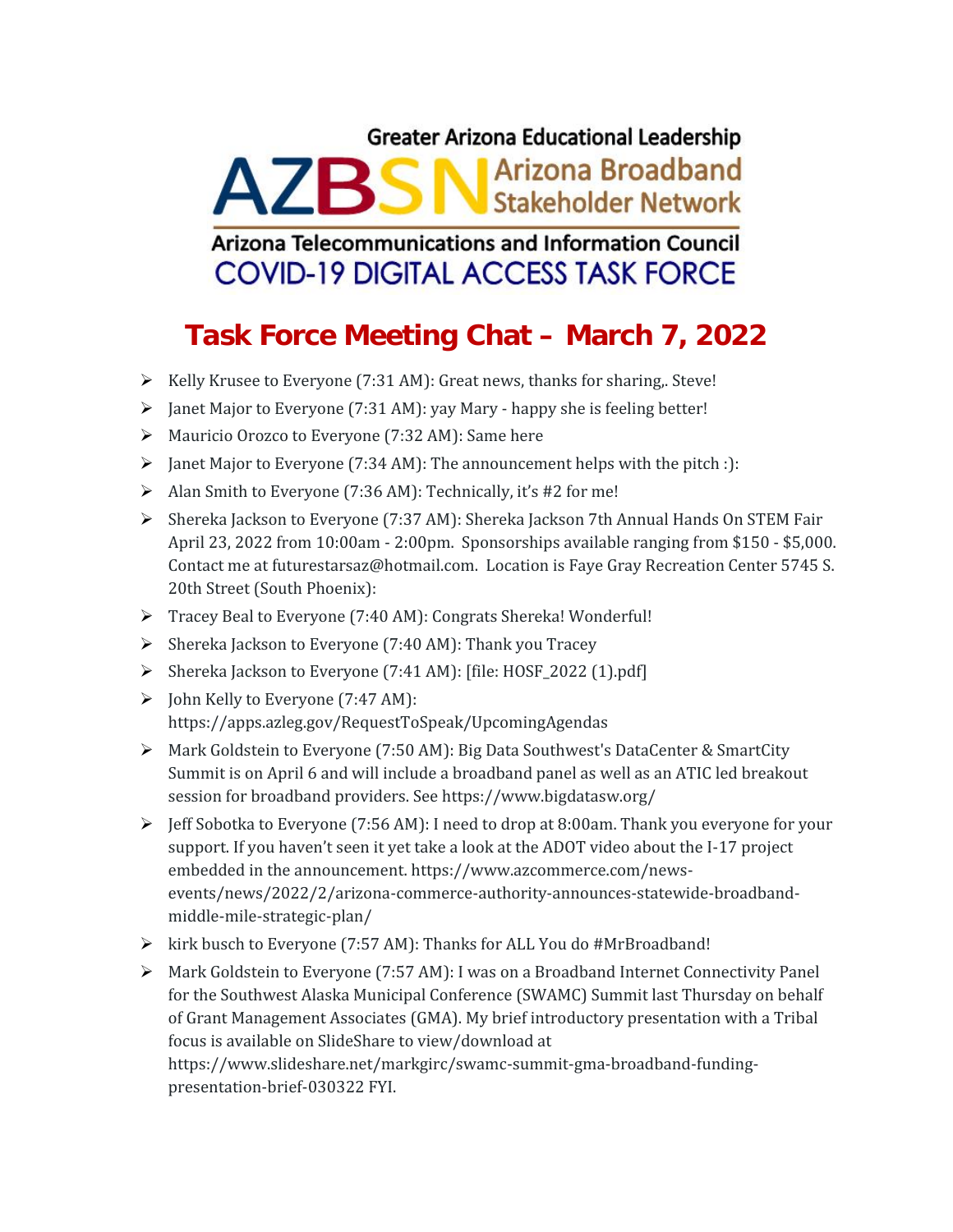Greater Arizona Educational Leadership

AZBSN Arizona Broadband Stakeholder Network

Arizona Telecommunications and Information Council

COVID-19 DIGITAL ACCESS TASK FORCE

# Task Force Meeting Chat – March 7, 2022

- Kelly Krusee to Everyone (7:31 AM): Great news, thanks for sharing,. Steve!
- Janet Major to Everyone (7:31 AM): yay Mary - happy she is feeling better!
- Mauricio Orozco to Everyone (7:32 AM): Same here
- Janet Major to Everyone (7:34 AM): The announcement helps with the pitch :):
- Alan Smith to Everyone (7:36 AM): Technically, it's #2 for me!
- Shereka Jackson to Everyone (7:37 AM): Shereka Jackson 7th Annual Hands On STEM Fair April 23, 2022 from 10:00am - 2:00pm. Sponsorships available ranging from $150 - $5,000. Contact me at futurestarsaz@hotmail.com. Location is Faye Gray Recreation Center 5745 S. 20th Street (South Phoenix):
- Tracey Beal to Everyone (7:40 AM): Congrats Shereka! Wonderful!
- Shereka Jackson to Everyone (7:40 AM): Thank you Tracey
- Shereka Jackson to Everyone (7:41 AM): [file: HOSF_2022 (1).pdf]
- John Kelly to Everyone (7:47 AM): https://apps.azleg.gov/RequestToSpeak/UpcomingAgendas
- Mark Goldstein to Everyone (7:50 AM): Big Data Southwest's DataCenter & SmartCity Summit is on April 6 and will include a broadband panel as well as an ATIC led breakout session for broadband providers. See https://www.bigdatasw.org/
- Jeff Sobotka to Everyone (7:56 AM): I need to drop at 8:00am. Thank you everyone for your support. If you haven't seen it yet take a look at the ADOT video about the I-17 project embedded in the announcement. https://www.azcommerce.com/news-events/news/2022/2/arizona-commerce-authority-announces-statewide-broadband-middle-mile-strategic-plan/
- kirk busch to Everyone (7:57 AM): Thanks for ALL You do #MrBroadband!
- Mark Goldstein to Everyone (7:57 AM): I was on a Broadband Internet Connectivity Panel for the Southwest Alaska Municipal Conference (SWAMC) Summit last Thursday on behalf of Grant Management Associates (GMA). My brief introductory presentation with a Tribal focus is available on SlideShare to view/download at https://www.slideshare.net/markgirc/swamc-summit-gma-broadband-funding-presentation-brief-030322 FYI.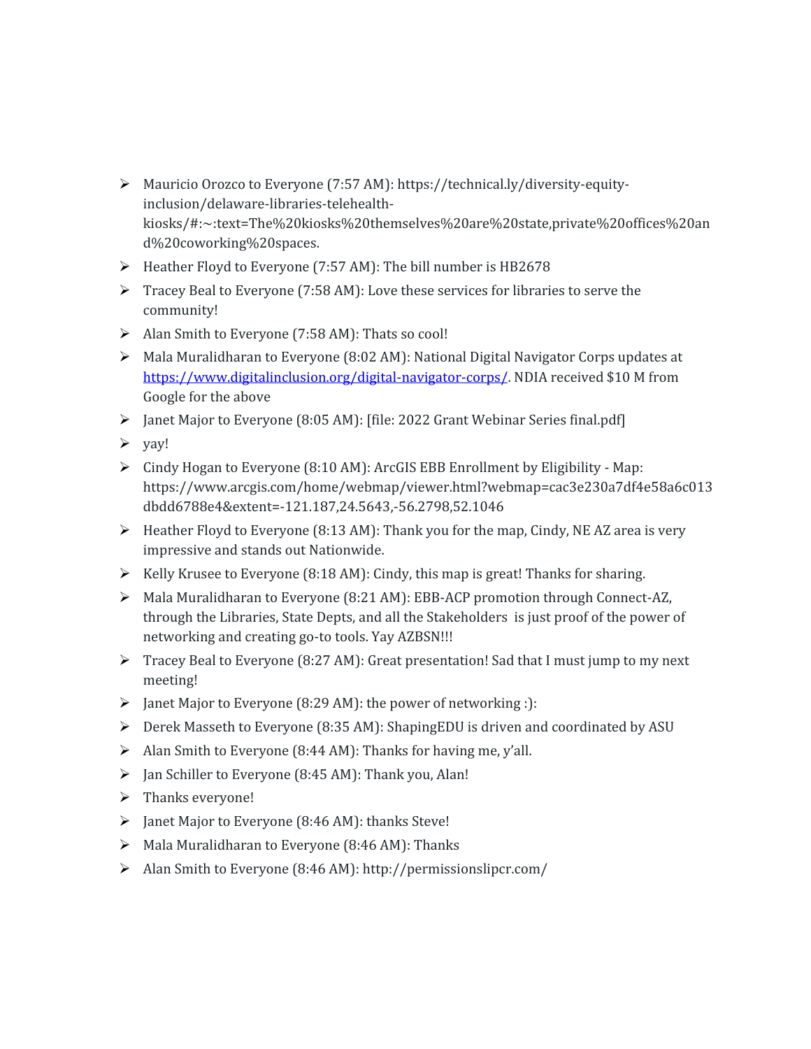- Mauricio Orozco to Everyone (7:57 AM): https://technical.ly/diversity-equity-inclusion/delaware-libraries-telehealth-kiosks/#:~:text=The%20kiosks%20themselves%20are%20state,private%20offices%20and%20coworking%20spaces.
- Heather Floyd to Everyone (7:57 AM): The bill number is HB2678
- Tracey Beal to Everyone (7:58 AM): Love these services for libraries to serve the community!
- Alan Smith to Everyone (7:58 AM): Thats so cool!
- Mala Muralidharan to Everyone (8:02 AM): National Digital Navigator Corps updates at https://www.digitalinclusion.org/digital-navigator-corps/. NDIA received $10 M from Google for the above
- Janet Major to Everyone (8:05 AM): [file: 2022 Grant Webinar Series final.pdf]
- yay!
- Cindy Hogan to Everyone (8:10 AM): ArcGIS EBB Enrollment by Eligibility - Map: https://www.arcgis.com/home/webmap/viewer.html?webmap=cac3e230a7df4e58a6c013dbdd6788e4&extent=-121.187,24.5643,-56.2798,52.1046
- Heather Floyd to Everyone (8:13 AM): Thank you for the map, Cindy, NE AZ area is very impressive and stands out Nationwide.
- Kelly Krusee to Everyone (8:18 AM): Cindy, this map is great! Thanks for sharing.
- Mala Muralidharan to Everyone (8:21 AM): EBB-ACP promotion through Connect-AZ, through the Libraries, State Depts, and all the Stakeholders is just proof of the power of networking and creating go-to tools. Yay AZBSN!!!
- Tracey Beal to Everyone (8:27 AM): Great presentation! Sad that I must jump to my next meeting!
- Janet Major to Everyone (8:29 AM): the power of networking :):
- Derek Masseth to Everyone (8:35 AM): ShapingEDU is driven and coordinated by ASU
- Alan Smith to Everyone (8:44 AM): Thanks for having me, y'all.
- Jan Schiller to Everyone (8:45 AM): Thank you, Alan!
- Thanks everyone!
- Janet Major to Everyone (8:46 AM): thanks Steve!
- Mala Muralidharan to Everyone (8:46 AM): Thanks
- Alan Smith to Everyone (8:46 AM): http://permissionslipcr.com/